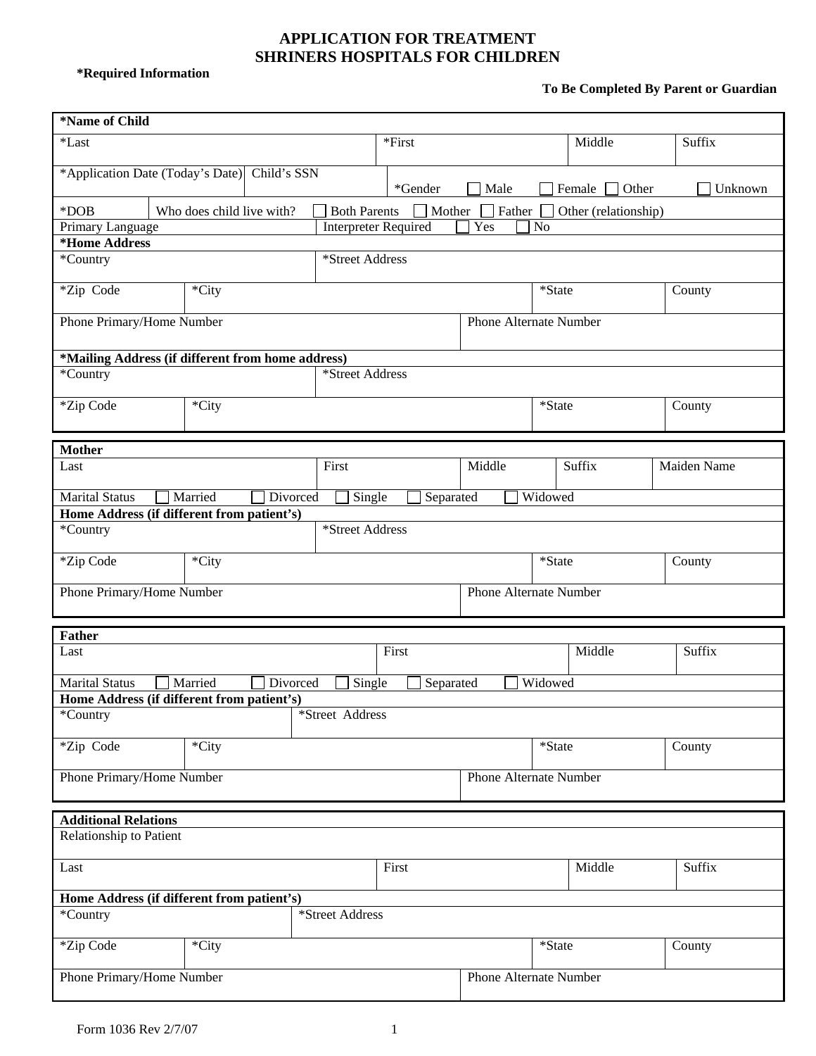# APPLICATION FOR TREATMENT
# SHRINERS HOSPITALS FOR CHILDREN

**\*Required Information**

**To Be Completed By Parent or Guardian**

| **\*Name of Child** | | | |
|---|---|---|---|
| \*Last | \*First | Middle | Suffix |

| \*Application Date (Today's Date) | Child's SSN | \*Gender ☐ Male ☐ Female ☐ Other ☐ Unknown |
|---|---|---|

| \*DOB | Who does child live with? ☐ Both Parents ☐ Mother ☐ Father ☐ Other (relationship) |
|---|---|
| Primary Language | Interpreter Required ☐ Yes ☐ No |

| **\*Home Address** | | | |
|---|---|---|---|
| \*Country | \*Street Address | | |
| \*Zip Code | \*City | \*State | County |
| Phone Primary/Home Number | Phone Alternate Number | | |

| **\*Mailing Address (if different from home address)** | | | |
|---|---|---|---|
| \*Country | \*Street Address | | |
| \*Zip Code | \*City | \*State | County |

| **Mother** | | | | |
|---|---|---|---|---|
| Last | First | Middle | Suffix | Maiden Name |

Marital Status ☐ Married ☐ Divorced ☐ Single ☐ Separated ☐ Widowed

| **Home Address (if different from patient's)** | | | |
|---|---|---|---|
| \*Country | \*Street Address | | |
| \*Zip Code | \*City | \*State | County |
| Phone Primary/Home Number | Phone Alternate Number | | |

| **Father** | | | |
|---|---|---|---|
| Last | First | Middle | Suffix |

Marital Status ☐ Married ☐ Divorced ☐ Single ☐ Separated ☐ Widowed

| **Home Address (if different from patient's)** | | | |
|---|---|---|---|
| \*Country | \*Street Address | | |
| \*Zip Code | \*City | \*State | County |
| Phone Primary/Home Number | Phone Alternate Number | | |

| **Additional Relations** | | | |
|---|---|---|---|
| Relationship to Patient | | | |
| Last | First | Middle | Suffix |

| **Home Address (if different from patient's)** | | | |
|---|---|---|---|
| \*Country | \*Street Address | | |
| \*Zip Code | \*City | \*State | County |
| Phone Primary/Home Number | Phone Alternate Number | | |

Form 1036 Rev 2/7/07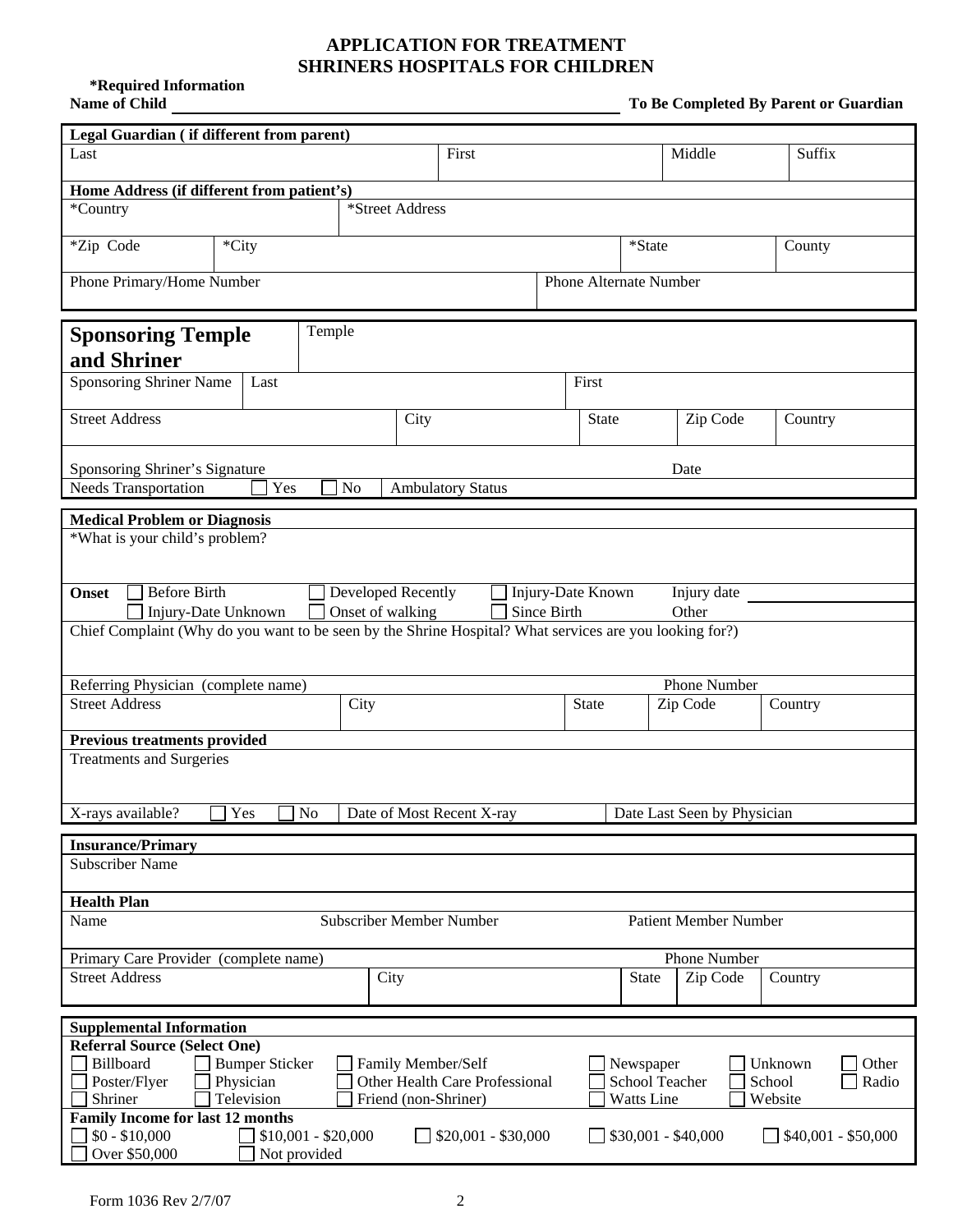# APPLICATION FOR TREATMENT
# SHRINERS HOSPITALS FOR CHILDREN

**\*Required Information**

**Name of Child** ______________________ **To Be Completed By Parent or Guardian**

| **Legal Guardian ( if different from parent)** | | | |
|---|---|---|---|
| Last | First | Middle | Suffix |

| **Home Address (if different from patient's)** | | | |
|---|---|---|---|
| *Country | *Street Address | | |
| *Zip Code | *City | *State | County |
| Phone Primary/Home Number | Phone Alternate Number | | |

| **Sponsoring Temple and Shriner** | Temple | | | |
|---|---|---|---|---|
| Sponsoring Shriner Name | Last | First | | |
| Street Address | City | State | Zip Code | Country |
| Sponsoring Shriner's Signature | | | Date | |
| Needs Transportation ☐ Yes ☐ No | Ambulatory Status | | | |

**Medical Problem or Diagnosis**

*What is your child's problem?

**Onset** ☐ Before Birth ☐ Developed Recently ☐ Injury-Date Known Injury date ________
☐ Injury-Date Unknown ☐ Onset of walking ☐ Since Birth Other

Chief Complaint (Why do you want to be seen by the Shrine Hospital? What services are you looking for?)

| Referring Physician (complete name) | | | Phone Number | |
|---|---|---|---|---|
| Street Address | City | State | Zip Code | Country |

**Previous treatments provided**

Treatments and Surgeries

X-rays available? ☐ Yes ☐ No | Date of Most Recent X-ray | Date Last Seen by Physician

**Insurance/Primary**

Subscriber Name

**Health Plan**

| Name | Subscriber Member Number | Patient Member Number | | |
|---|---|---|---|---|
| Primary Care Provider (complete name) | | | Phone Number | |
| Street Address | City | State | Zip Code | Country |

**Supplemental Information**

**Referral Source (Select One)**

☐ Billboard ☐ Bumper Sticker ☐ Family Member/Self ☐ Newspaper ☐ Unknown ☐ Other
☐ Poster/Flyer ☐ Physician ☐ Other Health Care Professional ☐ School Teacher ☐ School ☐ Radio
☐ Shriner ☐ Television ☐ Friend (non-Shriner) ☐ Watts Line ☐ Website

**Family Income for last 12 months**

☐ $0 - $10,000 ☐ $10,001 - $20,000 ☐ $20,001 - $30,000 ☐ $30,001 - $40,000 ☐ $40,001 - $50,000
☐ Over $50,000 ☐ Not provided

Form 1036 Rev 2/7/07